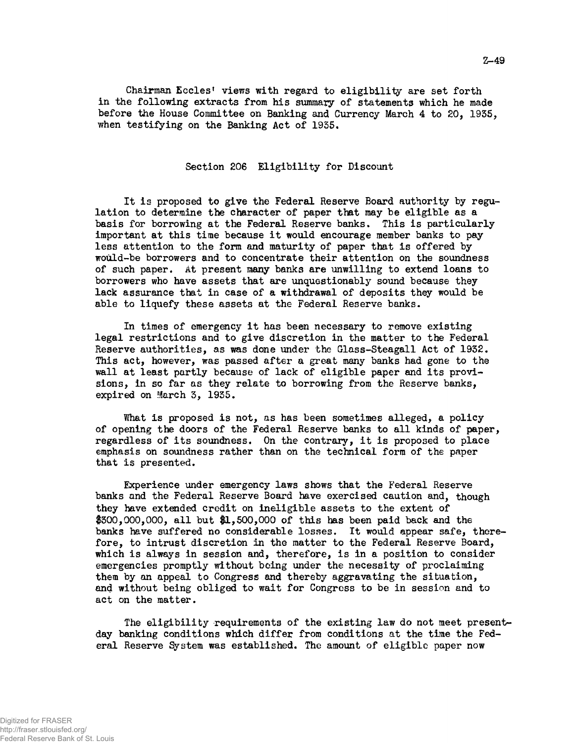Chairman Eccles' views with regard to eligibility are set forth in the following extracts from his summary of statements which he made before the House Committee on Banking and Currency March 4 to 20, 1935, when testifying on the Banking Act of 1935.

## Section 206 Eligibility for Discount

It is proposed to give the Federal Reserve Board authority by regulation to determine the character of paper that may be eligible as a basis for borrowing at the Federal Reserve banks. This is particularly important at this time because it would encourage member banks to pay less attention to the form and maturity of paper that is offered by would-be borrowers and to concentrate their attention on the soundness of such paper. At present many banks are unwilling to extend loans to borrowers who have assets that are unquestionably sound because they lack assurance that in case of a withdrawal of deposits they would be able to liquefy these assets at the Federal Reserve banks.

In times of emergency it has been necessary to remove existing legal restrictions and to give discretion in the matter to the Federal Reserve authorities, as was done under the Glass-Steagall Act of 1932. This act, however, was passed after a great many banks had gone to the wall at least partly because of lack of eligible paper and its provisions, in so far as they relate to borrowing from the Reserve banks, expired on March 3, 1935.

What is proposed is not, as has been sometimes alleged, a policy of opening the doors of the Federal Reserve banks to all kinds of paper, regardless of its soundness. On the contrary, it is proposed to place emphasis on soundness rather than on the technical form of the paper that is presented.

Experience under emergency laws shows that the Federal Reserve banks and the Federal Reserve Board have exercised caution and, though they have extended credit on ineligible assets to the extent of $300,000,000, all but $1,500,000 of this has been paid back and the banks have suffered no considerable losses. It would appear safe, therefore, to intrust discretion in the matter to the Federal Reserve Board, which is always in session and, therefore, is in a position to consider emergencies promptly without being under the necessity of proclaiming them by an appeal to Congress and thereby aggravating the situation, and without being obliged to wait for Congress to be in session and to act on the matter.

The eligibility requirements of the existing law do not meet present-day banking conditions which differ from conditions at the time the Federal Reserve System was established. The amount of eligible paper now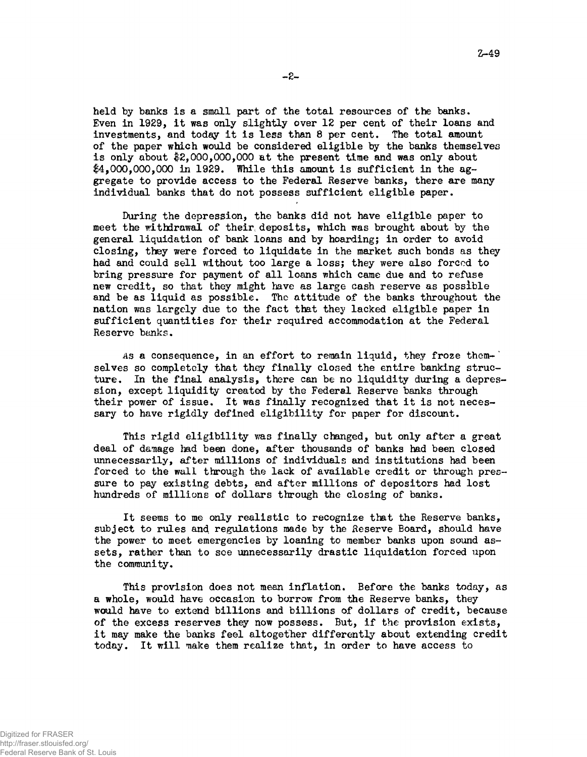held by banks is a small part of the total resources of the banks. Even in 1929, it was only slightly over 12 per cent of their loans and investments, and today it is less than 8 per cent. The total amount of the paper which would be considered eligible by the banks themselves is only about $2,000,000,000 at the present time and was only about $4,000,000,000 in 1929. While this amount is sufficient in the aggregate to provide access to the Federal Reserve banks, there are many individual banks that do not possess sufficient eligible paper.

During the depression, the banks did not have eligible paper to meet the withdrawal of their deposits, which was brought about by the general liquidation of bank loans and by hoarding; in order to avoid closing, they were forced to liquidate in the market such bonds as they had and could sell without too large a loss; they were also forced to bring pressure for payment of all loans which came due and to refuse new credit, so that they might have as large cash reserve as possible and be as liquid as possible. The attitude of the banks throughout the nation was largely due to the fact that they lacked eligible paper in sufficient quantities for their required accommodation at the Federal Reserve banks.

As a consequence, in an effort to remain liquid, they froze themselves so completely that they finally closed the entire banking structure. In the final analysis, there can be no liquidity during a depression, except liquidity created by the Federal Reserve banks through their power of issue. It was finally recognized that it is not necessary to have rigidly defined eligibility for paper for discount.

This rigid eligibility was finally changed, but only after a great deal of damage had been done, after thousands of banks had been closed unnecessarily, after millions of individuals and institutions had been forced to the wall through the lack of available credit or through pressure to pay existing debts, and after millions of depositors had lost hundreds of millions of dollars through the closing of banks.

It seems to me only realistic to recognize that the Reserve banks, subject to rules and regulations made by the Reserve Board, should have the power to meet emergencies by loaning to member banks upon sound assets, rather than to see unnecessarily drastic liquidation forced upon the community.

This provision does not mean inflation. Before the banks today, as a whole, would have occasion to borrow from the Reserve banks, they would have to extend billions and billions of dollars of credit, because of the excess reserves they now possess. But, if the provision exists, it may make the banks feel altogether differently about extending credit today. It will make them realize that, in order to have access to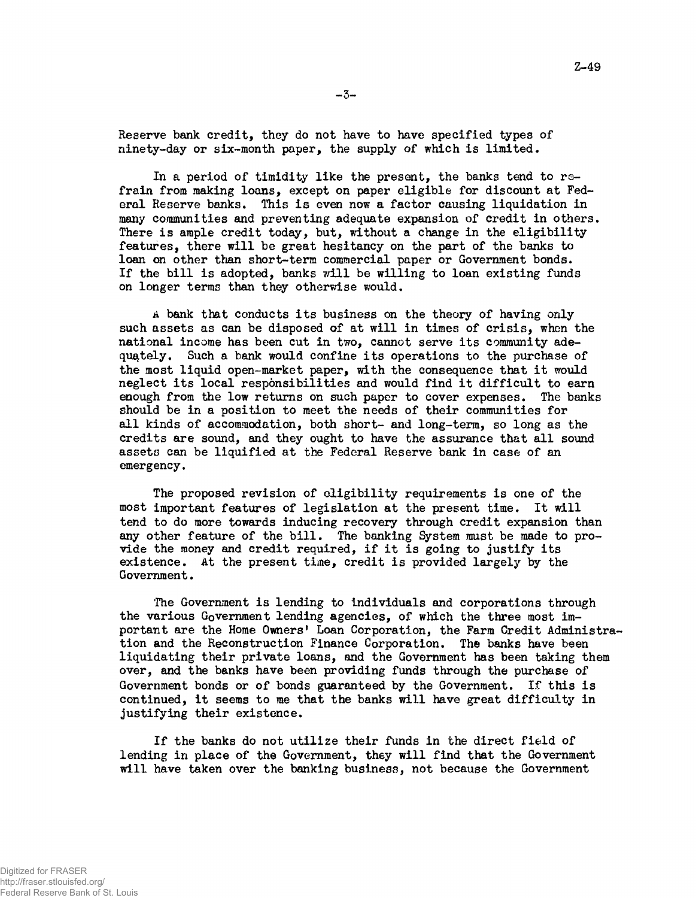Reserve bank credit, they do not have to have specified types of ninety-day or six-month paper, the supply of which is limited.

In a period of timidity like the present, the banks tend to refrain from making loans, except on paper eligible for discount at Federal Reserve banks. This is even now a factor causing liquidation in many communities and preventing adequate expansion of credit in others. There is ample credit today, but, without a change in the eligibility features, there will be great hesitancy on the part of the banks to loan on other than short-term commercial paper or Government bonds. If the bill is adopted, banks will be willing to loan existing funds on longer terms than they otherwise would.

A bank that conducts its business on the theory of having only such assets as can be disposed of at will in times of crisis, when the national income has been cut in two, cannot serve its community adequately. Such a bank would confine its operations to the purchase of the most liquid open-market paper, with the consequence that it would neglect its local responsibilities and would find it difficult to earn enough from the low returns on such paper to cover expenses. The banks should be in a position to meet the needs of their communities for all kinds of accommodation, both short- and long-term, so long as the credits are sound, and they ought to have the assurance that all sound assets can be liquified at the Federal Reserve bank in case of an emergency.

The proposed revision of eligibility requirements is one of the most important features of legislation at the present time. It will tend to do more towards inducing recovery through credit expansion than any other feature of the bill. The banking System must be made to provide the money and credit required, if it is going to justify its existence. At the present time, credit is provided largely by the Government.

The Government is lending to individuals and corporations through the various Government lending agencies, of which the three most important are the Home Owners' Loan Corporation, the Farm Credit Administration and the Reconstruction Finance Corporation. The banks have been liquidating their private loans, and the Government has been taking them over, and the banks have been providing funds through the purchase of Government bonds or of bonds guaranteed by the Government. If this is continued, it seems to me that the banks will have great difficulty in justifying their existence.

If the banks do not utilize their funds in the direct field of lending in place of the Government, they will find that the Government will have taken over the banking business, not because the Government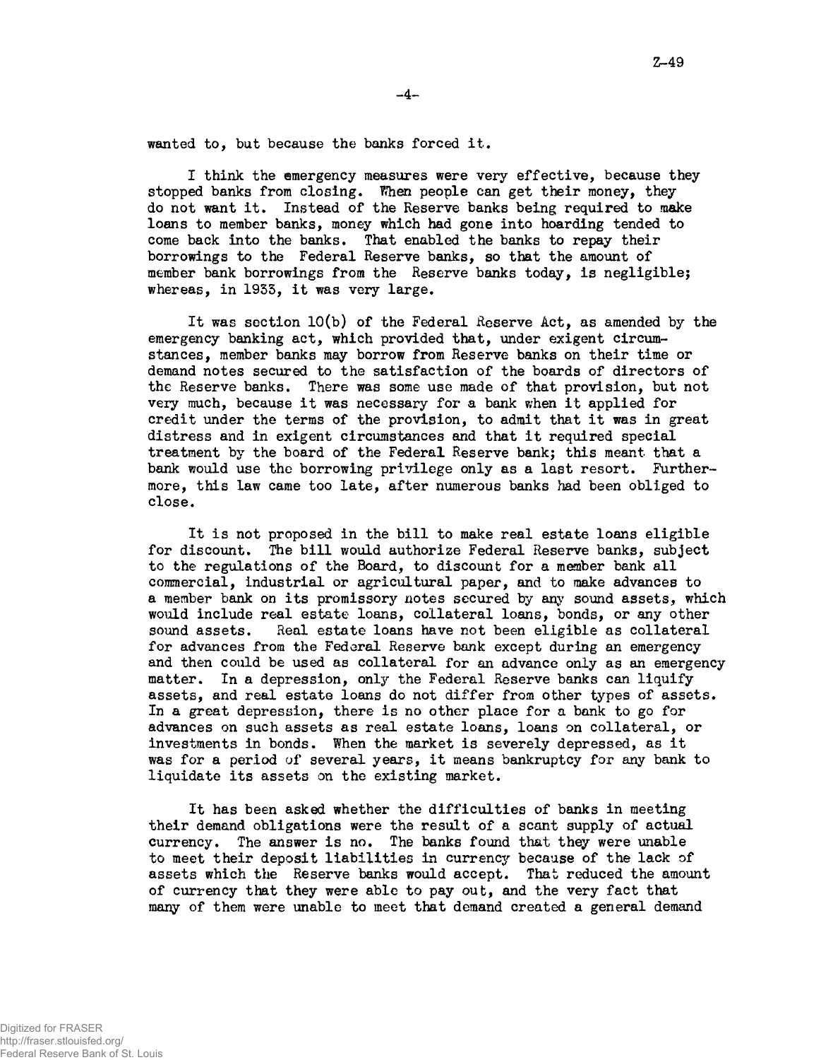wanted to, but because the banks forced it.

I think the emergency measures were very effective, because they stopped banks from closing. When people can get their money, they do not want it. Instead of the Reserve banks being required to make loans to member banks, money which had gone into hoarding tended to come back into the banks. That enabled the banks to repay their borrowings to the Federal Reserve banks, so that the amount of member bank borrowings from the Reserve banks today, is negligible; whereas, in 1933, it was very large.

It was section 10(b) of the Federal Reserve Act, as amended by the emergency banking act, which provided that, under exigent circumstances, member banks may borrow from Reserve banks on their time or demand notes secured to the satisfaction of the boards of directors of the Reserve banks. There was some use made of that provision, but not very much, because it was necessary for a bank when it applied for credit under the terms of the provision, to admit that it was in great distress and in exigent circumstances and that it required special treatment by the board of the Federal Reserve bank; this meant that a bank would use the borrowing privilege only as a last resort. Furthermore, this law came too late, after numerous banks had been obliged to close.

It is not proposed in the bill to make real estate loans eligible for discount. The bill would authorize Federal Reserve banks, subject to the regulations of the Board, to discount for a member bank all commercial, industrial or agricultural paper, and to make advances to a member bank on its promissory notes secured by any sound assets, which would include real estate loans, collateral loans, bonds, or any other sound assets. Real estate loans have not been eligible as collateral for advances from the Federal Reserve bank except during an emergency and then could be used as collateral for an advance only as an emergency matter. In a depression, only the Federal Reserve banks can liquify assets, and real estate loans do not differ from other types of assets. In a great depression, there is no other place for a bank to go for advances on such assets as real estate loans, loans on collateral, or investments in bonds. When the market is severely depressed, as it was for a period of several years, it means bankruptcy for any bank to liquidate its assets on the existing market.

It has been asked whether the difficulties of banks in meeting their demand obligations were the result of a scant supply of actual currency. The answer is no. The banks found that they were unable to meet their deposit liabilities in currency because of the lack of assets which the Reserve banks would accept. That reduced the amount of currency that they were able to pay out, and the very fact that many of them were unable to meet that demand created a general demand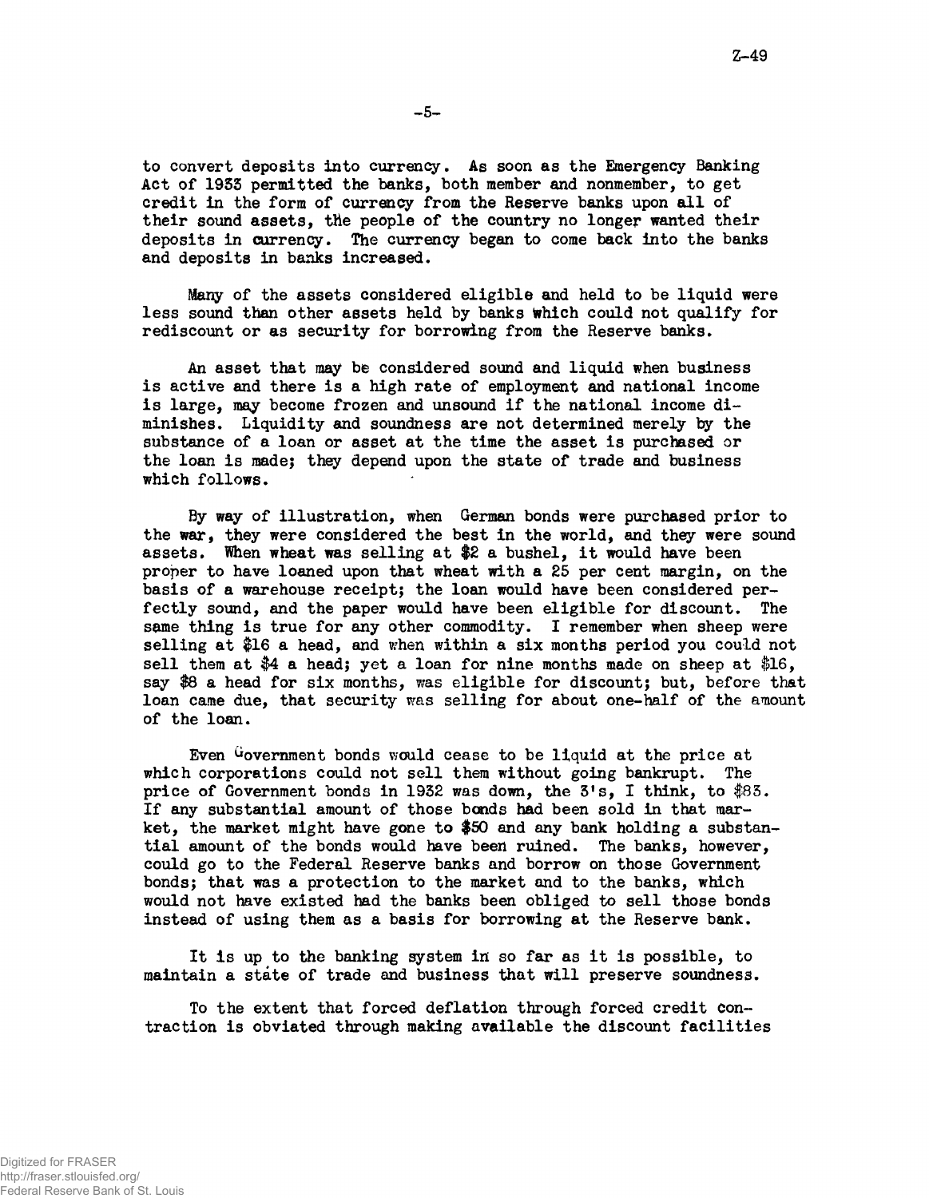to convert deposits into currency. As soon as the Emergency Banking Act of 1933 permitted the banks, both member and nonmember, to get credit in the form of currency from the Reserve banks upon all of their sound assets, the people of the country no longer wanted their deposits in currency. The currency began to come back into the banks and deposits in banks increased.

Many of the assets considered eligible and held to be liquid were less sound than other assets held by banks which could not qualify for rediscount or as security for borrowing from the Reserve banks.

An asset that may be considered sound and liquid when business is active and there is a high rate of employment and national income is large, may become frozen and unsound if the national income diminishes. Liquidity and soundness are not determined merely by the substance of a loan or asset at the time the asset is purchased or the loan is made; they depend upon the state of trade and business which follows.

By way of illustration, when German bonds were purchased prior to the war, they were considered the best in the world, and they were sound assets. When wheat was selling at $2 a bushel, it would have been proper to have loaned upon that wheat with a 25 per cent margin, on the basis of a warehouse receipt; the loan would have been considered perfectly sound, and the paper would have been eligible for discount. The same thing is true for any other commodity. I remember when sheep were selling at $16 a head, and when within a six months period you could not sell them at $4 a head; yet a loan for nine months made on sheep at $16, say $8 a head for six months, was eligible for discount; but, before that loan came due, that security was selling for about one-half of the amount of the loan.

Even Government bonds would cease to be liquid at the price at which corporations could not sell them without going bankrupt. The price of Government bonds in 1932 was down, the 3's, I think, to $83. If any substantial amount of those bonds had been sold in that market, the market might have gone to $50 and any bank holding a substantial amount of the bonds would have been ruined. The banks, however, could go to the Federal Reserve banks and borrow on those Government bonds; that was a protection to the market and to the banks, which would not have existed had the banks been obliged to sell those bonds instead of using them as a basis for borrowing at the Reserve bank.

It is up to the banking system in so far as it is possible, to maintain a state of trade and business that will preserve soundness.

To the extent that forced deflation through forced credit contraction is obviated through making available the discount facilities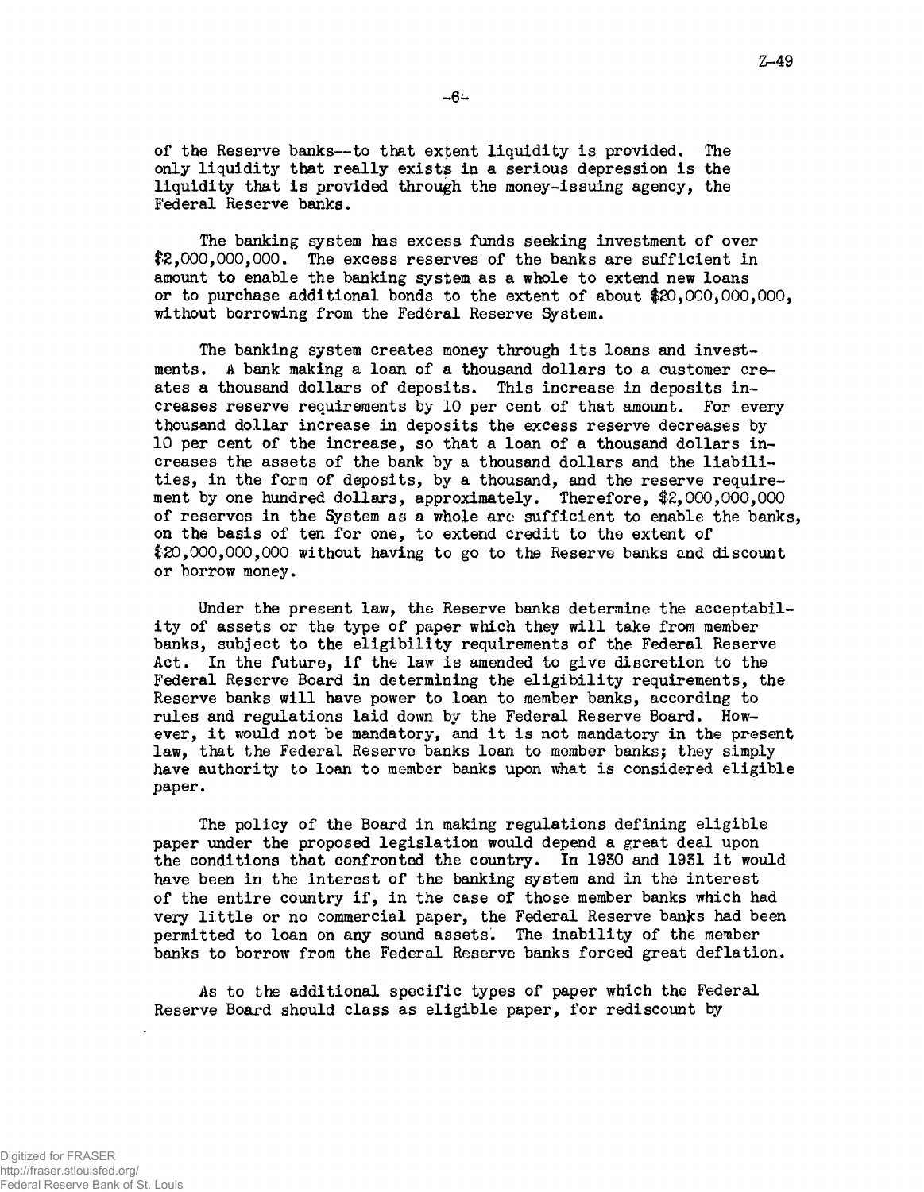of the Reserve banks--to that extent liquidity is provided. The only liquidity that really exists in a serious depression is the liquidity that is provided through the money-issuing agency, the Federal Reserve banks.

The banking system has excess funds seeking investment of over $2,000,000,000. The excess reserves of the banks are sufficient in amount to enable the banking system as a whole to extend new loans or to purchase additional bonds to the extent of about $20,000,000,000, without borrowing from the Federal Reserve System.

The banking system creates money through its loans and investments. A bank making a loan of a thousand dollars to a customer creates a thousand dollars of deposits. This increase in deposits increases reserve requirements by 10 per cent of that amount. For every thousand dollar increase in deposits the excess reserve decreases by 10 per cent of the increase, so that a loan of a thousand dollars increases the assets of the bank by a thousand dollars and the liabilities, in the form of deposits, by a thousand, and the reserve requirement by one hundred dollars, approximately. Therefore, $2,000,000,000 of reserves in the System as a whole are sufficient to enable the banks, on the basis of ten for one, to extend credit to the extent of $20,000,000,000 without having to go to the Reserve banks and discount or borrow money.

Under the present law, the Reserve banks determine the acceptability of assets or the type of paper which they will take from member banks, subject to the eligibility requirements of the Federal Reserve Act. In the future, if the law is amended to give discretion to the Federal Reserve Board in determining the eligibility requirements, the Reserve banks will have power to loan to member banks, according to rules and regulations laid down by the Federal Reserve Board. However, it would not be mandatory, and it is not mandatory in the present law, that the Federal Reserve banks loan to member banks; they simply have authority to loan to member banks upon what is considered eligible paper.

The policy of the Board in making regulations defining eligible paper under the proposed legislation would depend a great deal upon the conditions that confronted the country. In 1930 and 1931 it would have been in the interest of the banking system and in the interest of the entire country if, in the case of those member banks which had very little or no commercial paper, the Federal Reserve banks had been permitted to loan on any sound assets. The inability of the member banks to borrow from the Federal Reserve banks forced great deflation.

As to the additional specific types of paper which the Federal Reserve Board should class as eligible paper, for rediscount by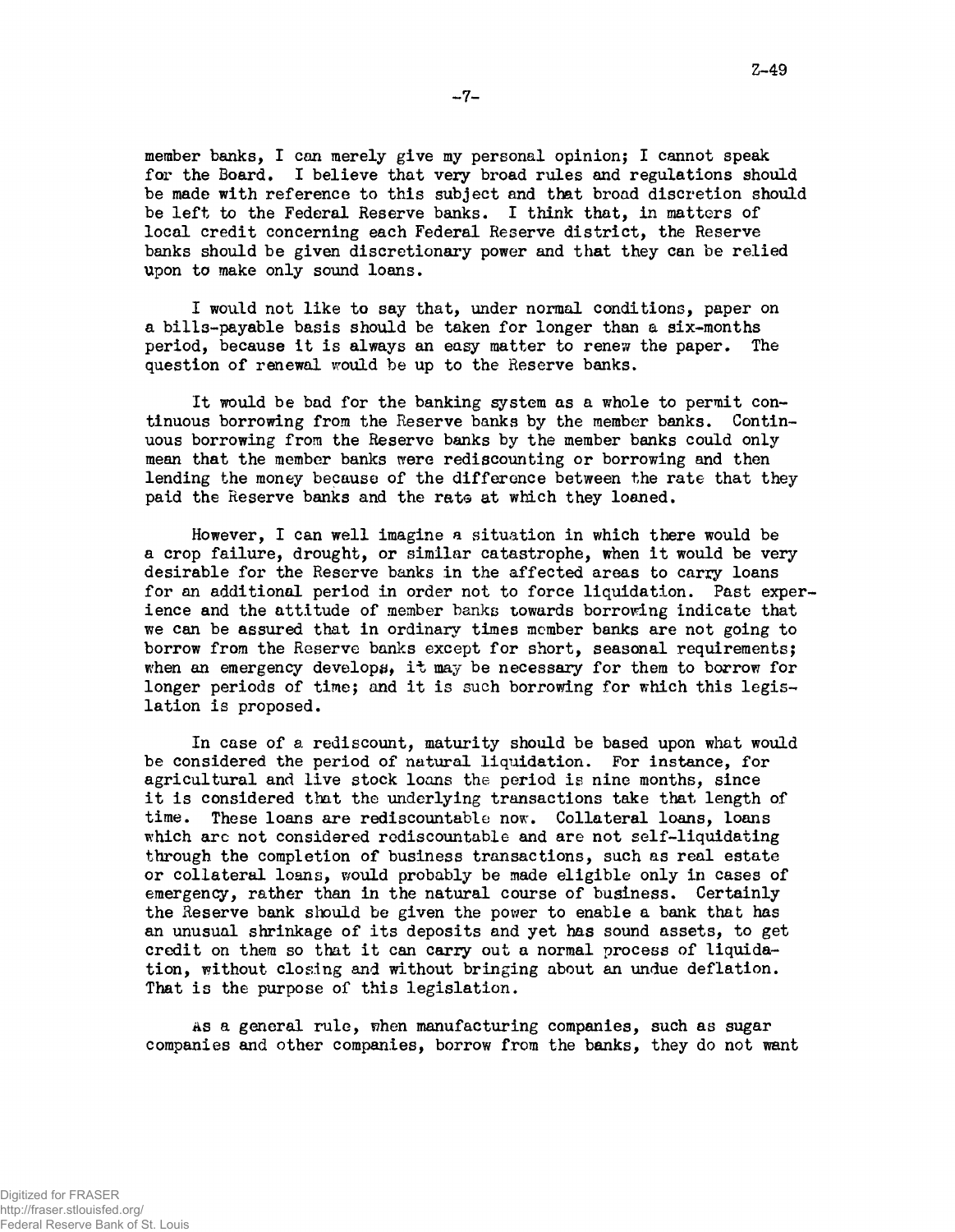member banks, I can merely give my personal opinion; I cannot speak for the Board. I believe that very broad rules and regulations should be made with reference to this subject and that broad discretion should be left to the Federal Reserve banks. I think that, in matters of local credit concerning each Federal Reserve district, the Reserve banks should be given discretionary power and that they can be relied upon to make only sound loans.

I would not like to say that, under normal conditions, paper on a bills-payable basis should be taken for longer than a six-months period, because it is always an easy matter to renew the paper. The question of renewal would be up to the Reserve banks.

It would be bad for the banking system as a whole to permit continuous borrowing from the Reserve banks by the member banks. Continuous borrowing from the Reserve banks by the member banks could only mean that the member banks were rediscounting or borrowing and then lending the money because of the difference between the rate that they paid the Reserve banks and the rate at which they loaned.

However, I can well imagine a situation in which there would be a crop failure, drought, or similar catastrophe, when it would be very desirable for the Reserve banks in the affected areas to carry loans for an additional period in order not to force liquidation. Past experience and the attitude of member banks towards borrowing indicate that we can be assured that in ordinary times member banks are not going to borrow from the Reserve banks except for short, seasonal requirements; when an emergency develops, it may be necessary for them to borrow for longer periods of time; and it is such borrowing for which this legislation is proposed.

In case of a rediscount, maturity should be based upon what would be considered the period of natural liquidation. For instance, for agricultural and live stock loans the period is nine months, since it is considered that the underlying transactions take that length of time. These loans are rediscountable now. Collateral loans, loans which are not considered rediscountable and are not self-liquidating through the completion of business transactions, such as real estate or collateral loans, would probably be made eligible only in cases of emergency, rather than in the natural course of business. Certainly the Reserve bank should be given the power to enable a bank that has an unusual shrinkage of its deposits and yet has sound assets, to get credit on them so that it can carry out a normal process of liquidation, without closing and without bringing about an undue deflation. That is the purpose of this legislation.

As a general rule, when manufacturing companies, such as sugar companies and other companies, borrow from the banks, they do not want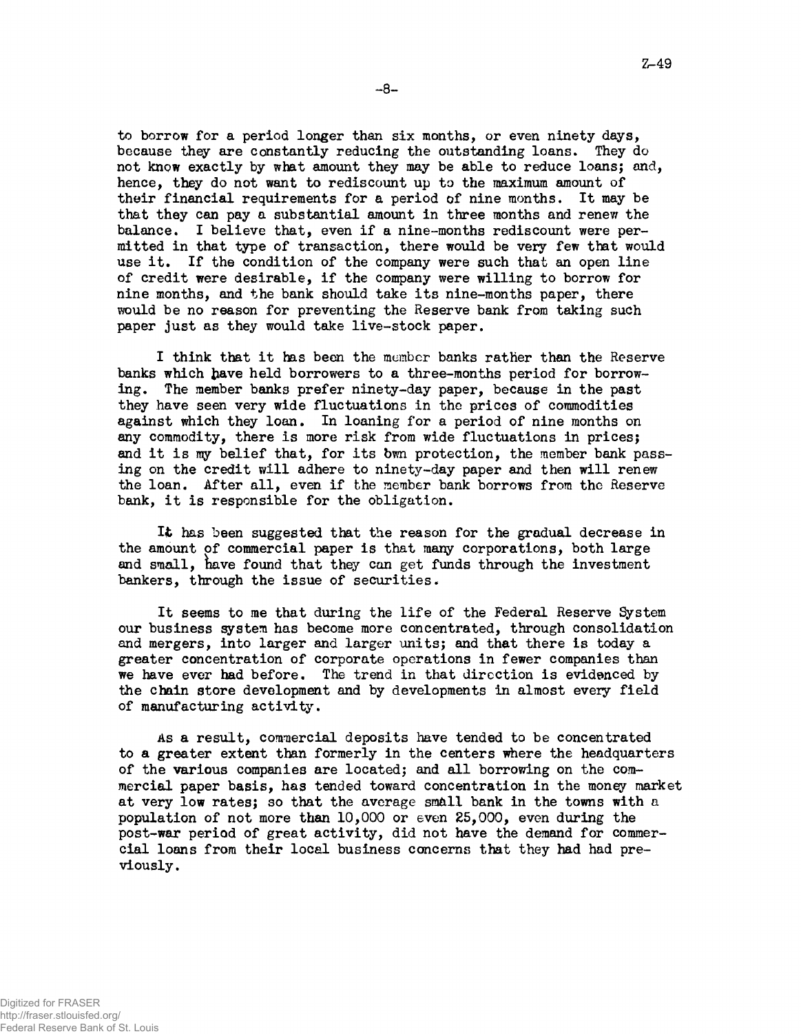to borrow for a period longer than six months, or even ninety days, because they are constantly reducing the outstanding loans. They do not know exactly by what amount they may be able to reduce loans; and, hence, they do not want to rediscount up to the maximum amount of their financial requirements for a period of nine months. It may be that they can pay a substantial amount in three months and renew the balance. I believe that, even if a nine-months rediscount were permitted in that type of transaction, there would be very few that would use it. If the condition of the company were such that an open line of credit were desirable, if the company were willing to borrow for nine months, and the bank should take its nine-months paper, there would be no reason for preventing the Reserve bank from taking such paper just as they would take live-stock paper.

I think that it has been the member banks rather than the Reserve banks which have held borrowers to a three-months period for borrowing. The member banks prefer ninety-day paper, because in the past they have seen very wide fluctuations in the prices of commodities against which they loan. In loaning for a period of nine months on any commodity, there is more risk from wide fluctuations in prices; and it is my belief that, for its own protection, the member bank passing on the credit will adhere to ninety-day paper and then will renew the loan. After all, even if the member bank borrows from the Reserve bank, it is responsible for the obligation.

It has been suggested that the reason for the gradual decrease in the amount of commercial paper is that many corporations, both large and small, have found that they can get funds through the investment bankers, through the issue of securities.

It seems to me that during the life of the Federal Reserve System our business system has become more concentrated, through consolidation and mergers, into larger and larger units; and that there is today a greater concentration of corporate operations in fewer companies than we have ever had before. The trend in that direction is evidenced by the chain store development and by developments in almost every field of manufacturing activity.

As a result, commercial deposits have tended to be concentrated to a greater extent than formerly in the centers where the headquarters of the various companies are located; and all borrowing on the commercial paper basis, has tended toward concentration in the money market at very low rates; so that the average small bank in the towns with a population of not more than 10,000 or even 25,000, even during the post-war period of great activity, did not have the demand for commercial loans from their local business concerns that they had had previously.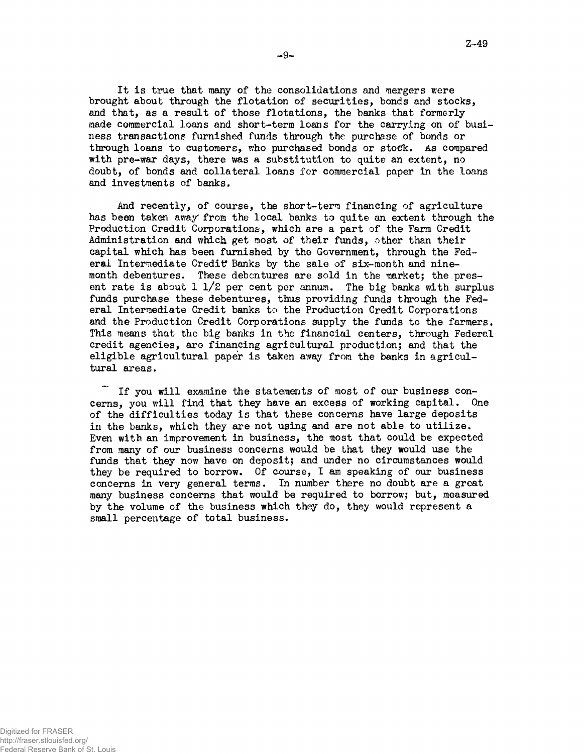It is true that many of the consolidations and mergers were brought about through the flotation of securities, bonds and stocks, and that, as a result of those flotations, the banks that formerly made commercial loans and short-term loans for the carrying on of business transactions furnished funds through the purchase of bonds or through loans to customers, who purchased bonds or stock. As compared with pre-war days, there was a substitution to quite an extent, no doubt, of bonds and collateral loans for commercial paper in the loans and investments of banks.

And recently, of course, the short-term financing of agriculture has been taken away from the local banks to quite an extent through the Production Credit Corporations, which are a part of the Farm Credit Administration and which get most of their funds, other than their capital which has been furnished by the Government, through the Federal Intermediate Credit Banks by the sale of six-month and nine-month debentures. These debentures are sold in the market; the present rate is about 1 1/2 per cent per annum. The big banks with surplus funds purchase these debentures, thus providing funds through the Federal Intermediate Credit banks to the Production Credit Corporations and the Production Credit Corporations supply the funds to the farmers. This means that the big banks in the financial centers, through Federal credit agencies, are financing agricultural production; and that the eligible agricultural paper is taken away from the banks in agricultural areas.

If you will examine the statements of most of our business concerns, you will find that they have an excess of working capital. One of the difficulties today is that these concerns have large deposits in the banks, which they are not using and are not able to utilize. Even with an improvement in business, the most that could be expected from many of our business concerns would be that they would use the funds that they now have on deposit; and under no circumstances would they be required to borrow. Of course, I am speaking of our business concerns in very general terms. In number there no doubt are a great many business concerns that would be required to borrow; but, measured by the volume of the business which they do, they would represent a small percentage of total business.